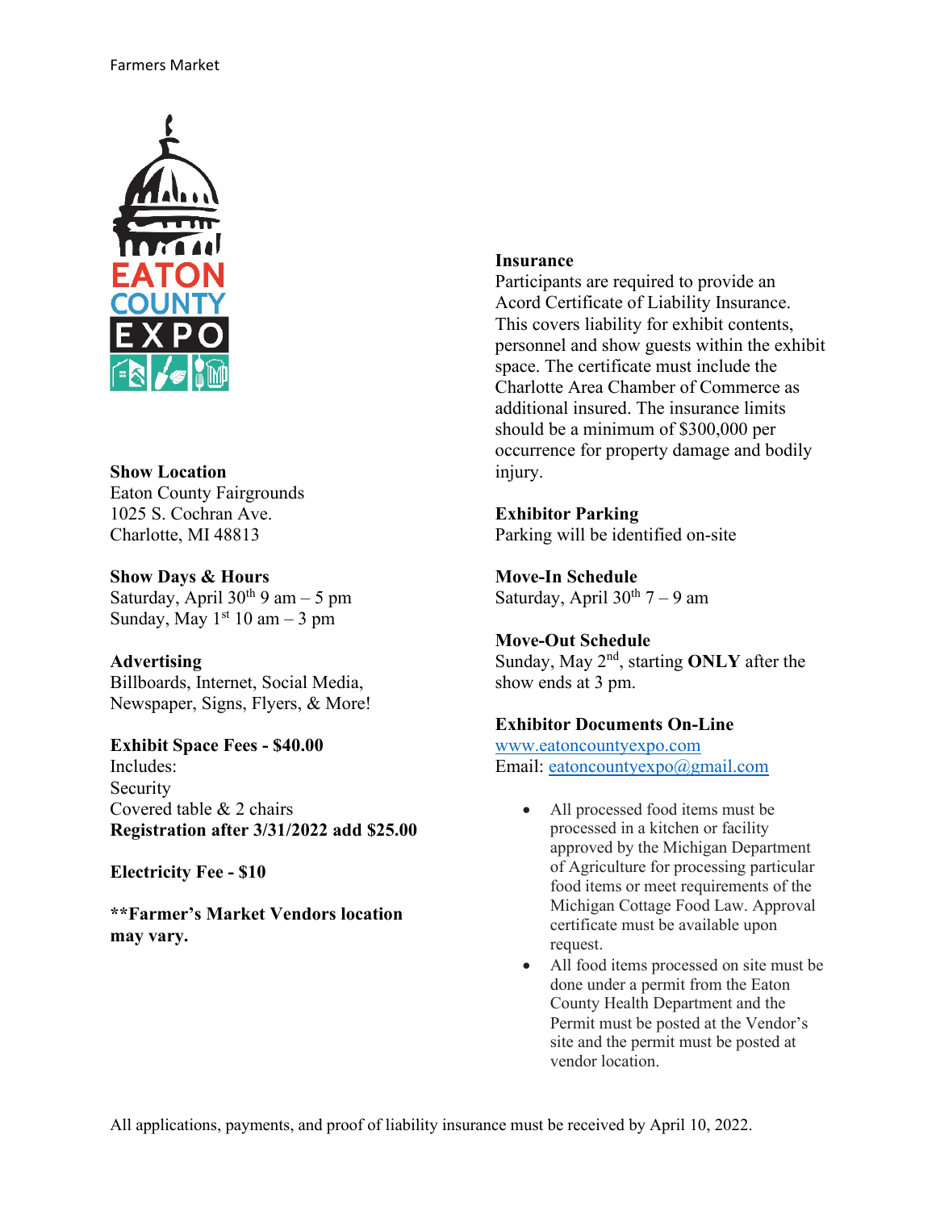Farmers Market

EATON COUNTY EXPO

**Show Location**
Eaton County Fairgrounds
1025 S. Cochran Ave.
Charlotte, MI 48813

**Show Days & Hours**
Saturday, April 30th 9 am – 5 pm
Sunday, May 1st 10 am – 3 pm

**Advertising**
Billboards, Internet, Social Media, Newspaper, Signs, Flyers, & More!

**Exhibit Space Fees - $40.00**
Includes:
Security
Covered table & 2 chairs
**Registration after 3/31/2022 add $25.00**

**Electricity Fee - $10**

****Farmer's Market Vendors location may vary.**

**Insurance**
Participants are required to provide an Acord Certificate of Liability Insurance. This covers liability for exhibit contents, personnel and show guests within the exhibit space. The certificate must include the Charlotte Area Chamber of Commerce as additional insured. The insurance limits should be a minimum of $300,000 per occurrence for property damage and bodily injury.

**Exhibitor Parking**
Parking will be identified on-site

**Move-In Schedule**
Saturday, April 30th 7 – 9 am

**Move-Out Schedule**
Sunday, May 2nd, starting **ONLY** after the show ends at 3 pm.

**Exhibitor Documents On-Line**
www.eatoncountyexpo.com
Email: eatoncountyexpo@gmail.com

- All processed food items must be processed in a kitchen or facility approved by the Michigan Department of Agriculture for processing particular food items or meet requirements of the Michigan Cottage Food Law. Approval certificate must be available upon request.
- All food items processed on site must be done under a permit from the Eaton County Health Department and the Permit must be posted at the Vendor's site and the permit must be posted at vendor location.

All applications, payments, and proof of liability insurance must be received by April 10, 2022.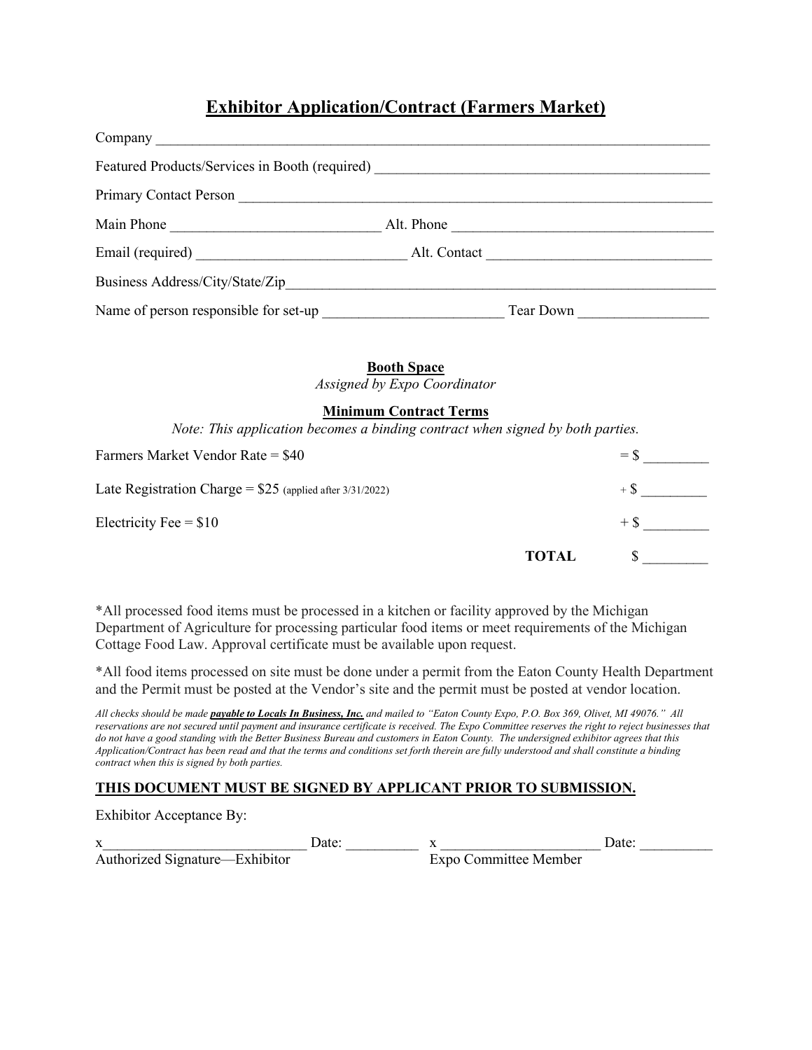# Exhibitor Application/Contract (Farmers Market)

Company ______________________________________________________________________________

Featured Products/Services in Booth (required) ____________________________________________

Primary Contact Person __________________________________________________________________

Main Phone ____________________________ Alt. Phone ___________________________________

Email (required) ____________________________ Alt. Contact ______________________________

Business Address/City/State/Zip_____________________________________________________________

Name of person responsible for set-up ________________________ Tear Down _________________

**Booth Space**

*Assigned by Expo Coordinator*

**Minimum Contract Terms**

*Note: This application becomes a binding contract when signed by both parties.*

| | |
|---|---|
| Farmers Market Vendor Rate = $40 | = $ _________ |
| Late Registration Charge = $25 (applied after 3/31/2022) | + $ _________ |
| Electricity Fee = $10 | + $ _________ |
| **TOTAL** | $ _________ |

*All processed food items must be processed in a kitchen or facility approved by the Michigan Department of Agriculture for processing particular food items or meet requirements of the Michigan Cottage Food Law. Approval certificate must be available upon request.

*All food items processed on site must be done under a permit from the Eaton County Health Department and the Permit must be posted at the Vendor's site and the permit must be posted at vendor location.

*All checks should be made **payable to Locals In Business, Inc.** and mailed to "Eaton County Expo, P.O. Box 369, Olivet, MI 49076." All reservations are not secured until payment and insurance certificate is received. The Expo Committee reserves the right to reject businesses that do not have a good standing with the Better Business Bureau and customers in Eaton County. The undersigned exhibitor agrees that this Application/Contract has been read and that the terms and conditions set forth therein are fully understood and shall constitute a binding contract when this is signed by both parties.*

**THIS DOCUMENT MUST BE SIGNED BY APPLICANT PRIOR TO SUBMISSION.**

Exhibitor Acceptance By:

x___________________________ Date: __________ x _____________________ Date: __________

Authorized Signature—Exhibitor Expo Committee Member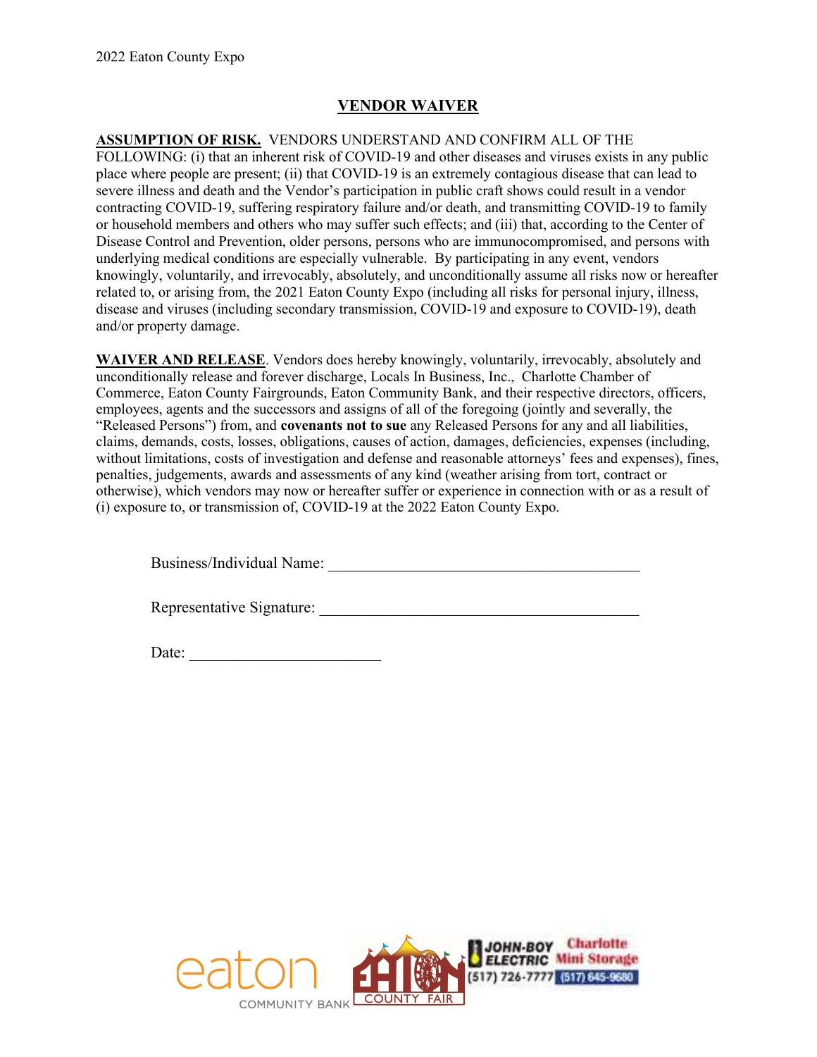2022 Eaton County Expo

# VENDOR WAIVER

**ASSUMPTION OF RISK.** VENDORS UNDERSTAND AND CONFIRM ALL OF THE FOLLOWING: (i) that an inherent risk of COVID-19 and other diseases and viruses exists in any public place where people are present; (ii) that COVID-19 is an extremely contagious disease that can lead to severe illness and death and the Vendor's participation in public craft shows could result in a vendor contracting COVID-19, suffering respiratory failure and/or death, and transmitting COVID-19 to family or household members and others who may suffer such effects; and (iii) that, according to the Center of Disease Control and Prevention, older persons, persons who are immunocompromised, and persons with underlying medical conditions are especially vulnerable. By participating in any event, vendors knowingly, voluntarily, and irrevocably, absolutely, and unconditionally assume all risks now or hereafter related to, or arising from, the 2021 Eaton County Expo (including all risks for personal injury, illness, disease and viruses (including secondary transmission, COVID-19 and exposure to COVID-19), death and/or property damage.

**WAIVER AND RELEASE**. Vendors does hereby knowingly, voluntarily, irrevocably, absolutely and unconditionally release and forever discharge, Locals In Business, Inc., Charlotte Chamber of Commerce, Eaton County Fairgrounds, Eaton Community Bank, and their respective directors, officers, employees, agents and the successors and assigns of all of the foregoing (jointly and severally, the "Released Persons") from, and **covenants not to sue** any Released Persons for any and all liabilities, claims, demands, costs, losses, obligations, causes of action, damages, deficiencies, expenses (including, without limitations, costs of investigation and defense and reasonable attorneys' fees and expenses), fines, penalties, judgements, awards and assessments of any kind (weather arising from tort, contract or otherwise), which vendors may now or hereafter suffer or experience in connection with or as a result of (i) exposure to, or transmission of, COVID-19 at the 2022 Eaton County Expo.

Business/Individual Name: ________________________________________

Representative Signature: ________________________________________

Date: ________________________

eaton COMMUNITY BANK | EATON COUNTY FAIR | JOHN-BOY ELECTRIC (517) 726-7777 | Charlotte Mini Storage (517) 645-9680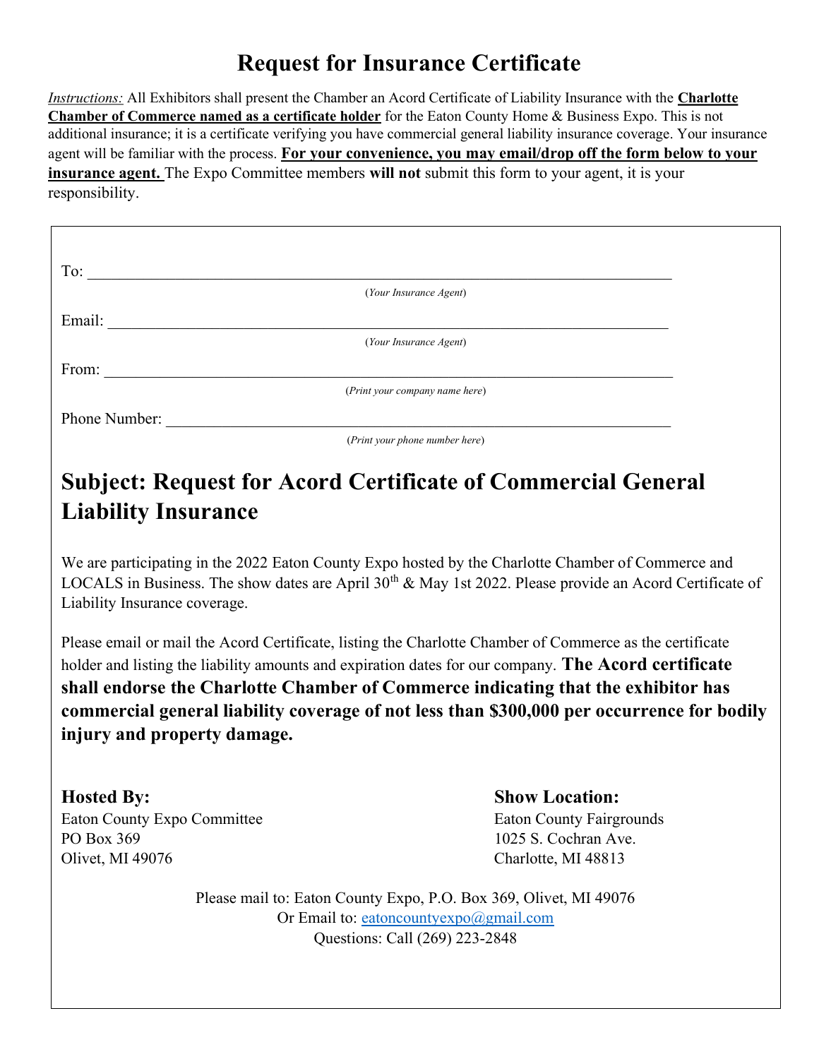# Request for Insurance Certificate

*Instructions:* All Exhibitors shall present the Chamber an Acord Certificate of Liability Insurance with the **Charlotte Chamber of Commerce named as a certificate holder** for the Eaton County Home & Business Expo. This is not additional insurance; it is a certificate verifying you have commercial general liability insurance coverage. Your insurance agent will be familiar with the process. **For your convenience, you may email/drop off the form below to your insurance agent.** The Expo Committee members **will not** submit this form to your agent, it is your responsibility.

To: ______________________________________________________________________

(*Your Insurance Agent*)

Email: ____________________________________________________________________

(*Your Insurance Agent*)

From: _____________________________________________________________________

(*Print your company name here*)

Phone Number: ______________________________________________________________

(*Print your phone number here*)

## Subject: Request for Acord Certificate of Commercial General Liability Insurance

We are participating in the 2022 Eaton County Expo hosted by the Charlotte Chamber of Commerce and LOCALS in Business. The show dates are April 30th & May 1st 2022. Please provide an Acord Certificate of Liability Insurance coverage.

Please email or mail the Acord Certificate, listing the Charlotte Chamber of Commerce as the certificate holder and listing the liability amounts and expiration dates for our company. **The Acord certificate shall endorse the Charlotte Chamber of Commerce indicating that the exhibitor has commercial general liability coverage of not less than $300,000 per occurrence for bodily injury and property damage.**

**Hosted By:**
Eaton County Expo Committee
PO Box 369
Olivet, MI 49076

**Show Location:**
Eaton County Fairgrounds
1025 S. Cochran Ave.
Charlotte, MI 48813

Please mail to: Eaton County Expo, P.O. Box 369, Olivet, MI 49076
Or Email to: eatoncountyexpo@gmail.com
Questions: Call (269) 223-2848